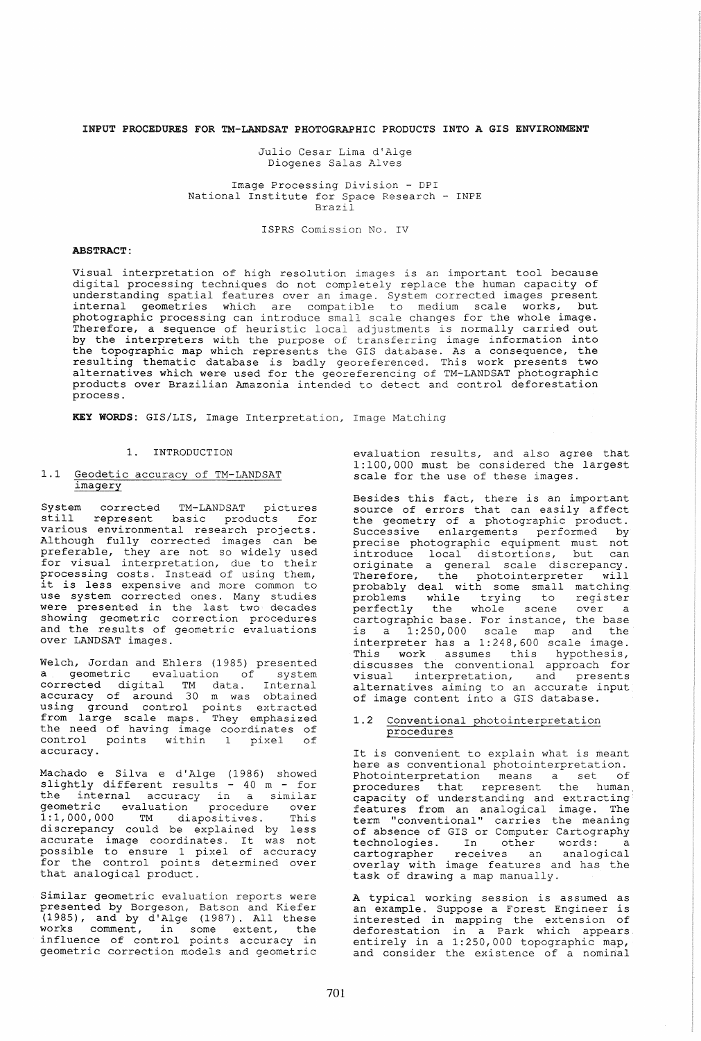# INPUT PROCEDURES FOR TM-LANDSAT PHOTOGRAPHIC PRODUCTS INTO A GIS ENVIRONMENT

Julio Cesar Lima d'Alge
Diogenes Salas Alves

Image Processing Division - DPI
National Institute for Space Research - INPE
Brazil

ISPRS Comission No. IV

**ABSTRACT:**

Visual interpretation of high resolution images is an important tool because digital processing techniques do not completely replace the human capacity of understanding spatial features over an image. System corrected images present internal geometries which are compatible to medium scale works, but photographic processing can introduce small scale changes for the whole image. Therefore, a sequence of heuristic local adjustments is normally carried out by the interpreters with the purpose of transferring image information into the topographic map which represents the GIS database. As a consequence, the resulting thematic database is badly georeferenced. This work presents two alternatives which were used for the georeferencing of TM-LANDSAT photographic products over Brazilian Amazonia intended to detect and control deforestation process.

**KEY WORDS:** GIS/LIS, Image Interpretation, Image Matching

## 1. INTRODUCTION

### 1.1 Geodetic accuracy of TM-LANDSAT imagery

System corrected TM-LANDSAT pictures still represent basic products for various environmental research projects. Although fully corrected images can be preferable, they are not so widely used for visual interpretation, due to their processing costs. Instead of using them, it is less expensive and more common to use system corrected ones. Many studies were presented in the last two decades showing geometric correction procedures and the results of geometric evaluations over LANDSAT images.

Welch, Jordan and Ehlers (1985) presented a geometric evaluation of system corrected digital TM data. Internal accuracy of around 30 m was obtained using ground control points extracted from large scale maps. They emphasized the need of having image coordinates of control points within 1 pixel of accuracy.

Machado e Silva e d'Alge (1986) showed slightly different results - 40 m - for the internal accuracy in a similar geometric evaluation procedure over 1:1,000,000 TM diapositives. This discrepancy could be explained by less accurate image coordinates. It was not possible to ensure 1 pixel of accuracy for the control points determined over that analogical product.

Similar geometric evaluation reports were presented by Borgeson, Batson and Kiefer (1985), and by d'Alge (1987). All these works comment, in some extent, the influence of control points accuracy in geometric correction models and geometric evaluation results, and also agree that 1:100,000 must be considered the largest scale for the use of these images.

Besides this fact, there is an important source of errors that can easily affect the geometry of a photographic product. Successive enlargements performed by precise photographic equipment must not introduce local distortions, but can originate a general scale discrepancy. Therefore, the photointerpreter will probably deal with some small matching problems while trying to register perfectly the whole scene over a cartographic base. For instance, the base is a 1:250,000 scale map and the interpreter has a 1:248,600 scale image. This work assumes this hypothesis, discusses the conventional approach for visual interpretation, and presents alternatives aiming to an accurate input of image content into a GIS database.

### 1.2 Conventional photointerpretation procedures

It is convenient to explain what is meant here as conventional photointerpretation. Photointerpretation means a set of procedures that represent the human capacity of understanding and extracting features from an analogical image. The term "conventional" carries the meaning of absence of GIS or Computer Cartography technologies. In other words: a cartographer receives an analogical overlay with image features and has the task of drawing a map manually.

A typical working session is assumed as an example. Suppose a Forest Engineer is interested in mapping the extension of deforestation in a Park which appears entirely in a 1:250,000 topographic map, and consider the existence of a nominal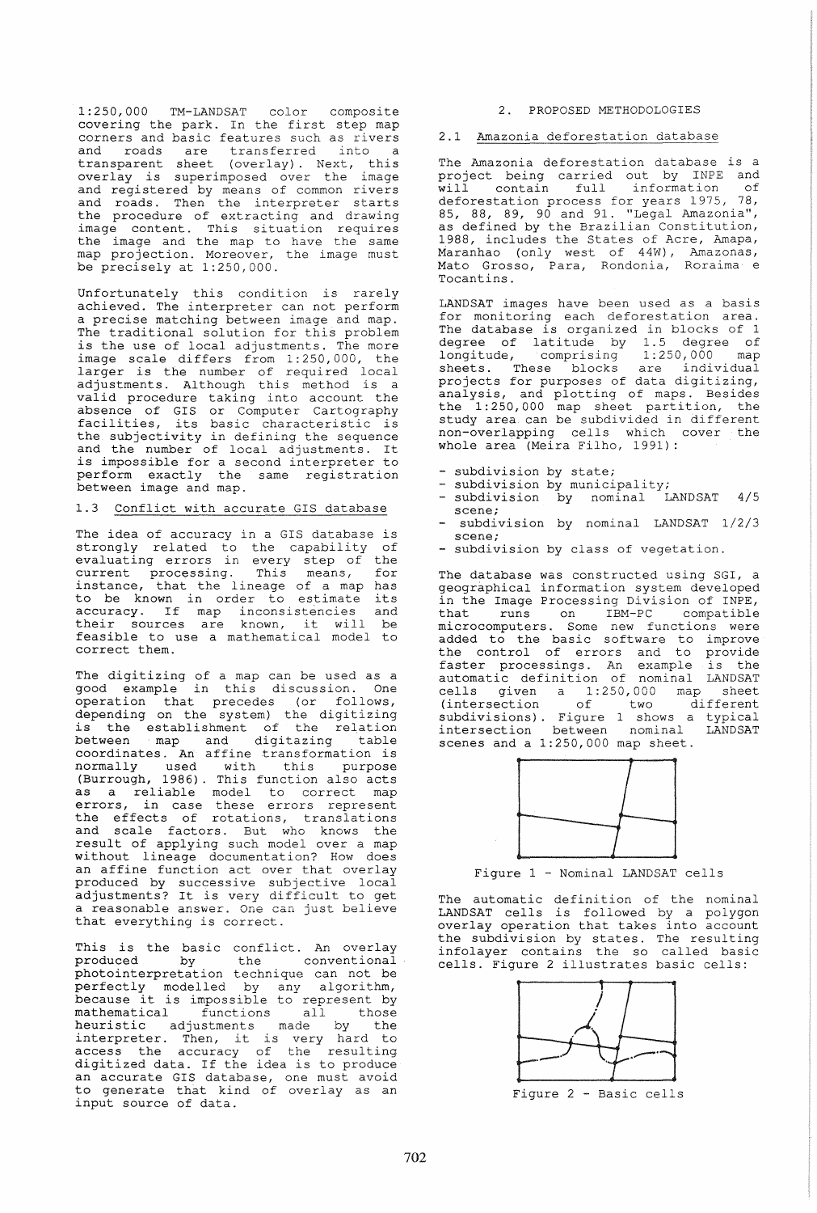1:250,000 TM-LANDSAT color composite covering the park. In the first step map corners and basic features such as rivers and roads are transferred into a transparent sheet (overlay). Next, this overlay is superimposed over the image and registered by means of common rivers and roads. Then the interpreter starts the procedure of extracting and drawing image content. This situation requires the image and the map to have the same map projection. Moreover, the image must be precisely at 1:250,000.

Unfortunately this condition is rarely achieved. The interpreter can not perform a precise matching between image and map. The traditional solution for this problem is the use of local adjustments. The more image scale differs from 1:250,000, the larger is the number of required local adjustments. Although this method is a valid procedure taking into account the absence of GIS or Computer Cartography facilities, its basic characteristic is the subjectivity in defining the sequence and the number of local adjustments. It is impossible for a second interpreter to perform exactly the same registration between image and map.

### 1.3 Conflict with accurate GIS database

The idea of accuracy in a GIS database is strongly related to the capability of evaluating errors in every step of the current processing. This means, for instance, that the lineage of a map has to be known in order to estimate its accuracy. If map inconsistencies and their sources are known, it will be feasible to use a mathematical model to correct them.

The digitizing of a map can be used as a good example in this discussion. One operation that precedes (or follows, depending on the system) the digitizing is the establishment of the relation between map and digitazing table coordinates. An affine transformation is normally used with this purpose (Burrough, 1986). This function also acts as a reliable model to correct map errors, in case these errors represent the effects of rotations, translations and scale factors. But who knows the result of applying such model over a map without lineage documentation? How does an affine function act over that overlay produced by successive subjective local adjustments? It is very difficult to get a reasonable answer. One can just believe that everything is correct.

This is the basic conflict. An overlay produced by the conventional photointerpretation technique can not be perfectly modelled by any algorithm, because it is impossible to represent by mathematical functions all those heuristic adjustments made by the interpreter. Then, it is very hard to access the accuracy of the resulting digitized data. If the idea is to produce an accurate GIS database, one must avoid to generate that kind of overlay as an input source of data.

## 2. PROPOSED METHODOLOGIES

### 2.1 Amazonia deforestation database

The Amazonia deforestation database is a project being carried out by INPE and will contain full information of deforestation process for years 1975, 78, 85, 88, 89, 90 and 91. "Legal Amazonia", as defined by the Brazilian Constitution, 1988, includes the States of Acre, Amapa, Maranhao (only west of 44W), Amazonas, Mato Grosso, Para, Rondonia, Roraima e Tocantins.

LANDSAT images have been used as a basis for monitoring each deforestation area. The database is organized in blocks of 1 degree of latitude by 1.5 degree of longitude, comprising 1:250,000 map sheets. These blocks are individual projects for purposes of data digitizing, analysis, and plotting of maps. Besides the 1:250,000 map sheet partition, the study area can be subdivided in different non-overlapping cells which cover the whole area (Meira Filho, 1991):

- subdivision by state;
- subdivision by municipality;
- subdivision by nominal LANDSAT 4/5 scene;
- subdivision by nominal LANDSAT 1/2/3 scene;
- subdivision by class of vegetation.

The database was constructed using SGI, a geographical information system developed in the Image Processing Division of INPE, that runs on IBM-PC compatible microcomputers. Some new functions were added to the basic software to improve the control of errors and to provide faster processings. An example is the automatic definition of nominal LANDSAT cells given a 1:250,000 map sheet (intersection of two different subdivisions). Figure 1 shows a typical intersection between nominal LANDSAT scenes and a 1:250,000 map sheet.

Figure 1 - Nominal LANDSAT cells

The automatic definition of the nominal LANDSAT cells is followed by a polygon overlay operation that takes into account the subdivision by states. The resulting infolayer contains the so called basic cells. Figure 2 illustrates basic cells:

Figure 2 - Basic cells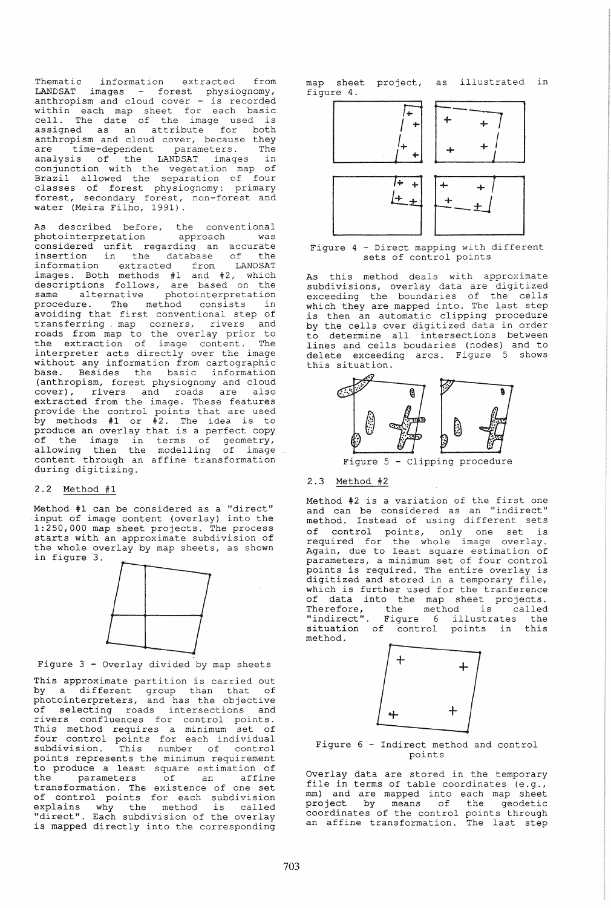Thematic information extracted from LANDSAT images - forest physiognomy, anthropism and cloud cover - is recorded within each map sheet for each basic cell. The date of the image used is assigned as an attribute for both anthropism and cloud cover, because they are time-dependent parameters. The analysis of the LANDSAT images in conjunction with the vegetation map of Brazil allowed the separation of four classes of forest physiognomy: primary forest, secondary forest, non-forest and water (Meira Filho, 1991).

As described before, the conventional photointerpretation approach was considered unfit regarding an accurate insertion in the database of the information extracted from LANDSAT images. Both methods #1 and #2, which descriptions follows, are based on the same alternative photointerpretation procedure. The method consists in avoiding that first conventional step of transferring map corners, rivers and roads from map to the overlay prior to the extraction of image content. The interpreter acts directly over the image without any information from cartographic base. Besides the basic information (anthropism, forest physiognomy and cloud cover), rivers and roads are also extracted from the image. These features provide the control points that are used by methods #1 or #2. The idea is to produce an overlay that is a perfect copy of the image in terms of geometry, allowing then the modelling of image content through an affine transformation during digitizing.

## 2.2 Method #1

Method #1 can be considered as a "direct" input of image content (overlay) into the 1:250,000 map sheet projects. The process starts with an approximate subdivision of the whole overlay by map sheets, as shown in figure 3.

Figure 3 - Overlay divided by map sheets

This approximate partition is carried out by a different group than that of photointerpreters, and has the objective of selecting roads intersections and rivers confluences for control points. This method requires a minimum set of four control points for each individual subdivision. This number of control points represents the minimum requirement to produce a least square estimation of the parameters of an affine transformation. The existence of one set of control points for each subdivision explains why the method is called "direct". Each subdivision of the overlay is mapped directly into the corresponding map sheet project, as illustrated in figure 4.

Figure 4 - Direct mapping with different sets of control points

As this method deals with approximate subdivisions, overlay data are digitized exceeding the boundaries of the cells which they are mapped into. The last step is then an automatic clipping procedure by the cells over digitized data in order to determine all intersections between lines and cells boudaries (nodes) and to delete exceeding arcs. Figure 5 shows this situation.

Figure 5 - Clipping procedure

## 2.3 Method #2

Method #2 is a variation of the first one and can be considered as an "indirect" method. Instead of using different sets of control points, only one set is required for the whole image overlay. Again, due to least square estimation of parameters, a minimum set of four control points is required. The entire overlay is digitized and stored in a temporary file, which is further used for the tranference of data into the map sheet projects. Therefore, the method is called "indirect". Figure 6 illustrates the situation of control points in this method.

Figure 6 - Indirect method and control points

Overlay data are stored in the temporary file in terms of table coordinates (e.g., mm) and are mapped into each map sheet project by means of the geodetic coordinates of the control points through an affine transformation. The last step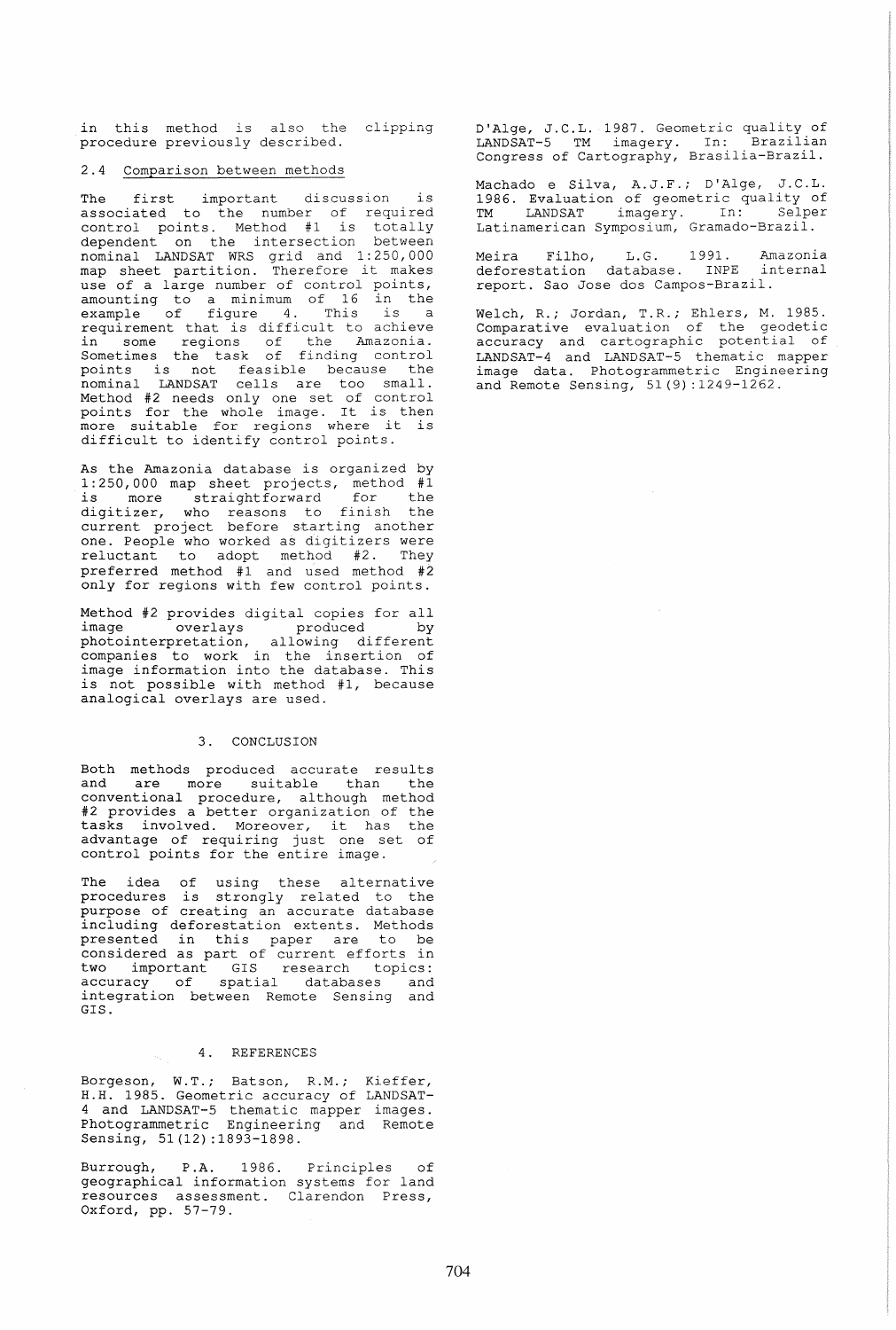in this method is also the clipping procedure previously described.

### 2.4 Comparison between methods

The first important discussion is associated to the number of required control points. Method #1 is totally dependent on the intersection between nominal LANDSAT WRS grid and 1:250,000 map sheet partition. Therefore it makes use of a large number of control points, amounting to a minimum of 16 in the example of figure 4. This is a requirement that is difficult to achieve in some regions of the Amazonia. Sometimes the task of finding control points is not feasible because the nominal LANDSAT cells are too small. Method #2 needs only one set of control points for the whole image. It is then more suitable for regions where it is difficult to identify control points.

As the Amazonia database is organized by 1:250,000 map sheet projects, method #1 is more straightforward for the digitizer, who reasons to finish the current project before starting another one. People who worked as digitizers were reluctant to adopt method #2. They preferred method #1 and used method #2 only for regions with few control points.

Method #2 provides digital copies for all image overlays produced by photointerpretation, allowing different companies to work in the insertion of image information into the database. This is not possible with method #1, because analogical overlays are used.

## 3. CONCLUSION

Both methods produced accurate results and are more suitable than the conventional procedure, although method #2 provides a better organization of the tasks involved. Moreover, it has the advantage of requiring just one set of control points for the entire image.

The idea of using these alternative procedures is strongly related to the purpose of creating an accurate database including deforestation extents. Methods presented in this paper are to be considered as part of current efforts in two important GIS research topics: accuracy of spatial databases and integration between Remote Sensing and GIS.

## 4. REFERENCES

Borgeson, W.T.; Batson, R.M.; Kieffer, H.H. 1985. Geometric accuracy of LANDSAT-4 and LANDSAT-5 thematic mapper images. Photogrammetric Engineering and Remote Sensing, 51(12):1893-1898.

Burrough, P.A. 1986. Principles of geographical information systems for land resources assessment. Clarendon Press, Oxford, pp. 57-79.

D'Alge, J.C.L. 1987. Geometric quality of LANDSAT-5 TM imagery. In: Brazilian Congress of Cartography, Brasilia-Brazil.

Machado e Silva, A.J.F.; D'Alge, J.C.L. 1986. Evaluation of geometric quality of TM LANDSAT imagery. In: Selper Latinamerican Symposium, Gramado-Brazil.

Meira Filho, L.G. 1991. Amazonia deforestation database. INPE internal report. Sao Jose dos Campos-Brazil.

Welch, R.; Jordan, T.R.; Ehlers, M. 1985. Comparative evaluation of the geodetic accuracy and cartographic potential of LANDSAT-4 and LANDSAT-5 thematic mapper image data. Photogrammetric Engineering and Remote Sensing, 51(9):1249-1262.